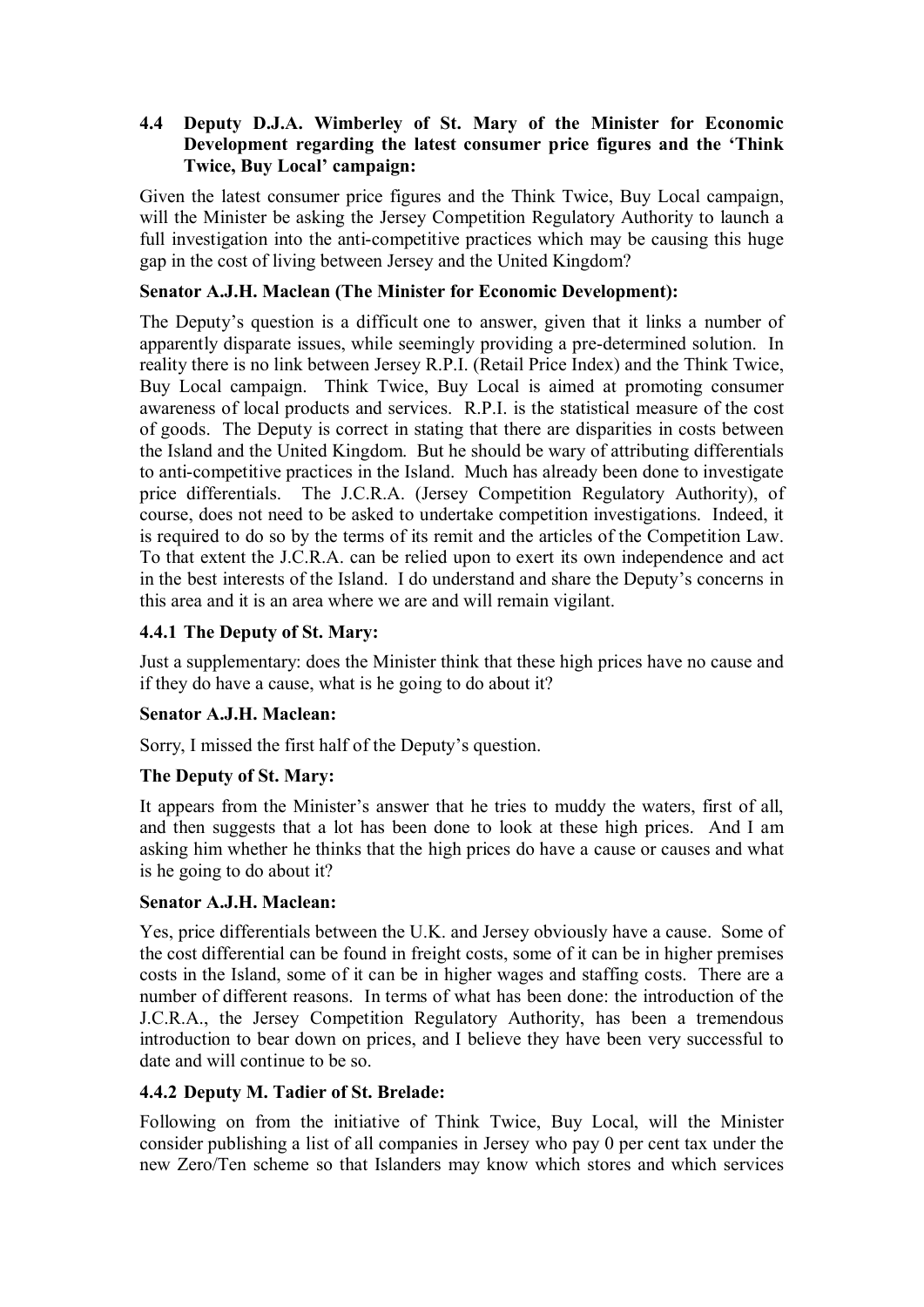### 4.4 Deputy D.J.A. Wimberley of St. Mary of the Minister for Economic Development regarding the latest consumer price figures and the 'Think Twice, Buy Local' campaign:

Given the latest consumer price figures and the Think Twice, Buy Local campaign, will the Minister be asking the Jersey Competition Regulatory Authority to launch a full investigation into the anti-competitive practices which may be causing this huge gap in the cost of living between Jersey and the United Kingdom?

**Senator A.J.H. Maclean (The Minister for Economic Development):**

The Deputy's question is a difficult one to answer, given that it links a number of apparently disparate issues, while seemingly providing a pre-determined solution. In reality there is no link between Jersey R.P.I. (Retail Price Index) and the Think Twice, Buy Local campaign. Think Twice, Buy Local is aimed at promoting consumer awareness of local products and services. R.P.I. is the statistical measure of the cost of goods. The Deputy is correct in stating that there are disparities in costs between the Island and the United Kingdom. But he should be wary of attributing differentials to anti-competitive practices in the Island. Much has already been done to investigate price differentials. The J.C.R.A. (Jersey Competition Regulatory Authority), of course, does not need to be asked to undertake competition investigations. Indeed, it is required to do so by the terms of its remit and the articles of the Competition Law. To that extent the J.C.R.A. can be relied upon to exert its own independence and act in the best interests of the Island. I do understand and share the Deputy's concerns in this area and it is an area where we are and will remain vigilant.

#### 4.4.1 The Deputy of St. Mary:

Just a supplementary: does the Minister think that these high prices have no cause and if they do have a cause, what is he going to do about it?

**Senator A.J.H. Maclean:**

Sorry, I missed the first half of the Deputy's question.

**The Deputy of St. Mary:**

It appears from the Minister's answer that he tries to muddy the waters, first of all, and then suggests that a lot has been done to look at these high prices. And I am asking him whether he thinks that the high prices do have a cause or causes and what is he going to do about it?

**Senator A.J.H. Maclean:**

Yes, price differentials between the U.K. and Jersey obviously have a cause. Some of the cost differential can be found in freight costs, some of it can be in higher premises costs in the Island, some of it can be in higher wages and staffing costs. There are a number of different reasons. In terms of what has been done: the introduction of the J.C.R.A., the Jersey Competition Regulatory Authority, has been a tremendous introduction to bear down on prices, and I believe they have been very successful to date and will continue to be so.

#### 4.4.2 Deputy M. Tadier of St. Brelade:

Following on from the initiative of Think Twice, Buy Local, will the Minister consider publishing a list of all companies in Jersey who pay 0 per cent tax under the new Zero/Ten scheme so that Islanders may know which stores and which services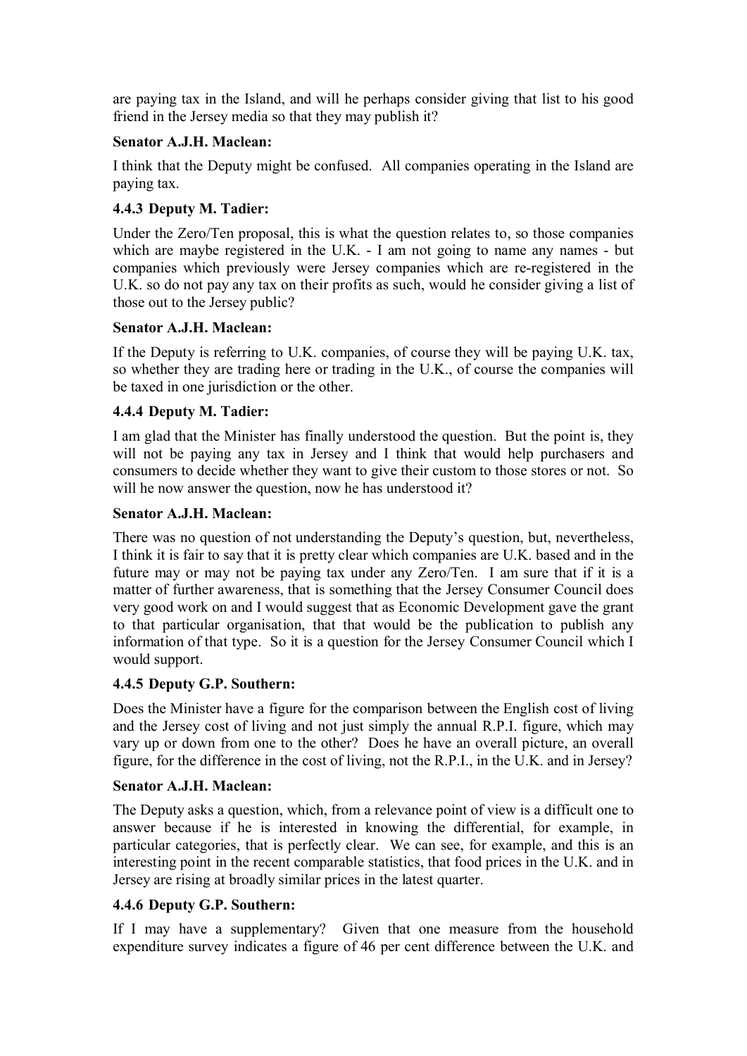are paying tax in the Island, and will he perhaps consider giving that list to his good friend in the Jersey media so that they may publish it?

**Senator A.J.H. Maclean:**

I think that the Deputy might be confused. All companies operating in the Island are paying tax.

### 4.4.3 Deputy M. Tadier:

Under the Zero/Ten proposal, this is what the question relates to, so those companies which are maybe registered in the U.K. - I am not going to name any names - but companies which previously were Jersey companies which are re-registered in the U.K. so do not pay any tax on their profits as such, would he consider giving a list of those out to the Jersey public?

**Senator A.J.H. Maclean:**

If the Deputy is referring to U.K. companies, of course they will be paying U.K. tax, so whether they are trading here or trading in the U.K., of course the companies will be taxed in one jurisdiction or the other.

### 4.4.4 Deputy M. Tadier:

I am glad that the Minister has finally understood the question. But the point is, they will not be paying any tax in Jersey and I think that would help purchasers and consumers to decide whether they want to give their custom to those stores or not. So will he now answer the question, now he has understood it?

**Senator A.J.H. Maclean:**

There was no question of not understanding the Deputy's question, but, nevertheless, I think it is fair to say that it is pretty clear which companies are U.K. based and in the future may or may not be paying tax under any Zero/Ten. I am sure that if it is a matter of further awareness, that is something that the Jersey Consumer Council does very good work on and I would suggest that as Economic Development gave the grant to that particular organisation, that that would be the publication to publish any information of that type. So it is a question for the Jersey Consumer Council which I would support.

### 4.4.5 Deputy G.P. Southern:

Does the Minister have a figure for the comparison between the English cost of living and the Jersey cost of living and not just simply the annual R.P.I. figure, which may vary up or down from one to the other? Does he have an overall picture, an overall figure, for the difference in the cost of living, not the R.P.I., in the U.K. and in Jersey?

**Senator A.J.H. Maclean:**

The Deputy asks a question, which, from a relevance point of view is a difficult one to answer because if he is interested in knowing the differential, for example, in particular categories, that is perfectly clear. We can see, for example, and this is an interesting point in the recent comparable statistics, that food prices in the U.K. and in Jersey are rising at broadly similar prices in the latest quarter.

### 4.4.6 Deputy G.P. Southern:

If I may have a supplementary? Given that one measure from the household expenditure survey indicates a figure of 46 per cent difference between the U.K. and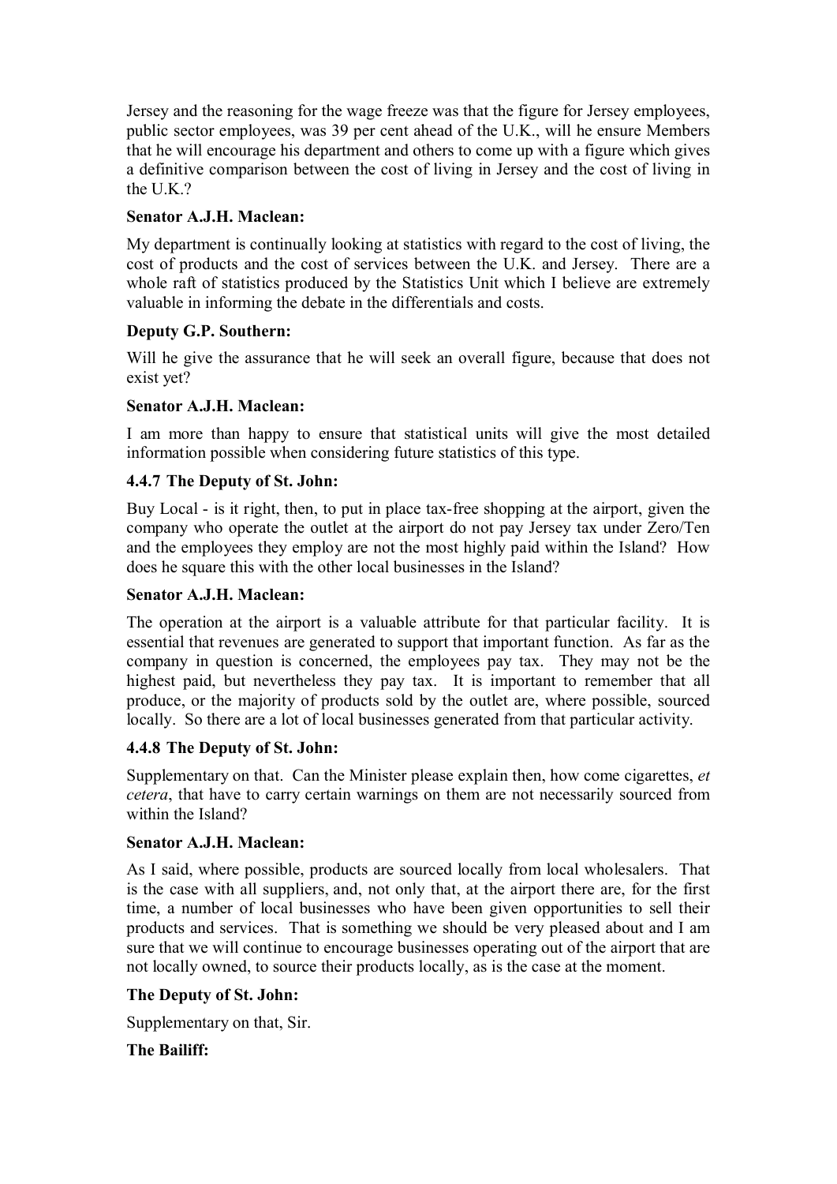Jersey and the reasoning for the wage freeze was that the figure for Jersey employees, public sector employees, was 39 per cent ahead of the U.K., will he ensure Members that he will encourage his department and others to come up with a figure which gives a definitive comparison between the cost of living in Jersey and the cost of living in the U.K.?

**Senator A.J.H. Maclean:**

My department is continually looking at statistics with regard to the cost of living, the cost of products and the cost of services between the U.K. and Jersey. There are a whole raft of statistics produced by the Statistics Unit which I believe are extremely valuable in informing the debate in the differentials and costs.

**Deputy G.P. Southern:**

Will he give the assurance that he will seek an overall figure, because that does not exist yet?

**Senator A.J.H. Maclean:**

I am more than happy to ensure that statistical units will give the most detailed information possible when considering future statistics of this type.

**4.4.7 The Deputy of St. John:**

Buy Local - is it right, then, to put in place tax-free shopping at the airport, given the company who operate the outlet at the airport do not pay Jersey tax under Zero/Ten and the employees they employ are not the most highly paid within the Island? How does he square this with the other local businesses in the Island?

**Senator A.J.H. Maclean:**

The operation at the airport is a valuable attribute for that particular facility. It is essential that revenues are generated to support that important function. As far as the company in question is concerned, the employees pay tax. They may not be the highest paid, but nevertheless they pay tax. It is important to remember that all produce, or the majority of products sold by the outlet are, where possible, sourced locally. So there are a lot of local businesses generated from that particular activity.

**4.4.8 The Deputy of St. John:**

Supplementary on that. Can the Minister please explain then, how come cigarettes, *et cetera*, that have to carry certain warnings on them are not necessarily sourced from within the Island?

**Senator A.J.H. Maclean:**

As I said, where possible, products are sourced locally from local wholesalers. That is the case with all suppliers, and, not only that, at the airport there are, for the first time, a number of local businesses who have been given opportunities to sell their products and services. That is something we should be very pleased about and I am sure that we will continue to encourage businesses operating out of the airport that are not locally owned, to source their products locally, as is the case at the moment.

**The Deputy of St. John:**

Supplementary on that, Sir.

**The Bailiff:**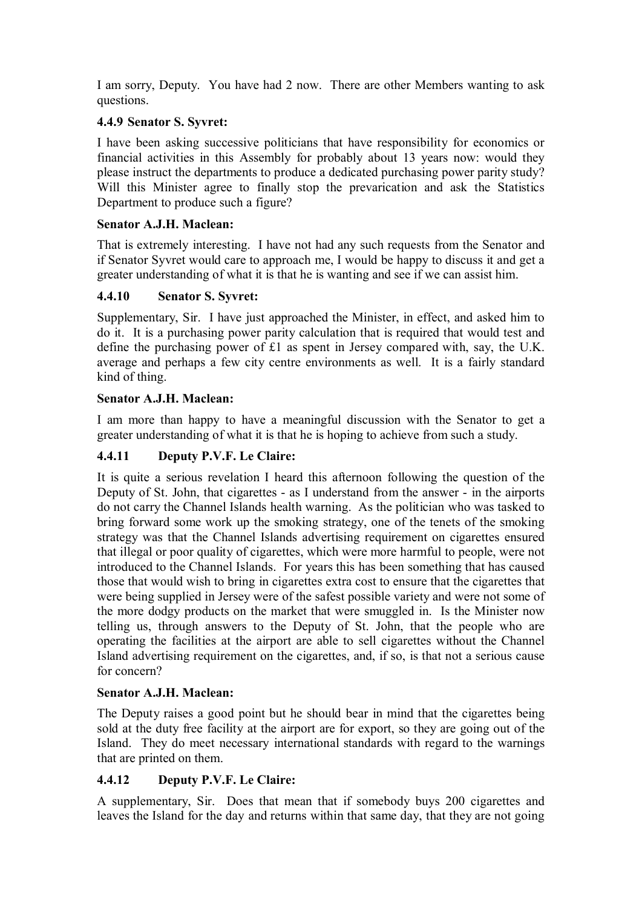I am sorry, Deputy. You have had 2 now. There are other Members wanting to ask questions.

#### 4.4.9 Senator S. Syvret:

I have been asking successive politicians that have responsibility for economics or financial activities in this Assembly for probably about 13 years now: would they please instruct the departments to produce a dedicated purchasing power parity study? Will this Minister agree to finally stop the prevarication and ask the Statistics Department to produce such a figure?

**Senator A.J.H. Maclean:**

That is extremely interesting. I have not had any such requests from the Senator and if Senator Syvret would care to approach me, I would be happy to discuss it and get a greater understanding of what it is that he is wanting and see if we can assist him.

#### 4.4.10 Senator S. Syvret:

Supplementary, Sir. I have just approached the Minister, in effect, and asked him to do it. It is a purchasing power parity calculation that is required that would test and define the purchasing power of £1 as spent in Jersey compared with, say, the U.K. average and perhaps a few city centre environments as well. It is a fairly standard kind of thing.

**Senator A.J.H. Maclean:**

I am more than happy to have a meaningful discussion with the Senator to get a greater understanding of what it is that he is hoping to achieve from such a study.

#### 4.4.11 Deputy P.V.F. Le Claire:

It is quite a serious revelation I heard this afternoon following the question of the Deputy of St. John, that cigarettes - as I understand from the answer - in the airports do not carry the Channel Islands health warning. As the politician who was tasked to bring forward some work up the smoking strategy, one of the tenets of the smoking strategy was that the Channel Islands advertising requirement on cigarettes ensured that illegal or poor quality of cigarettes, which were more harmful to people, were not introduced to the Channel Islands. For years this has been something that has caused those that would wish to bring in cigarettes extra cost to ensure that the cigarettes that were being supplied in Jersey were of the safest possible variety and were not some of the more dodgy products on the market that were smuggled in. Is the Minister now telling us, through answers to the Deputy of St. John, that the people who are operating the facilities at the airport are able to sell cigarettes without the Channel Island advertising requirement on the cigarettes, and, if so, is that not a serious cause for concern?

**Senator A.J.H. Maclean:**

The Deputy raises a good point but he should bear in mind that the cigarettes being sold at the duty free facility at the airport are for export, so they are going out of the Island. They do meet necessary international standards with regard to the warnings that are printed on them.

#### 4.4.12 Deputy P.V.F. Le Claire:

A supplementary, Sir. Does that mean that if somebody buys 200 cigarettes and leaves the Island for the day and returns within that same day, that they are not going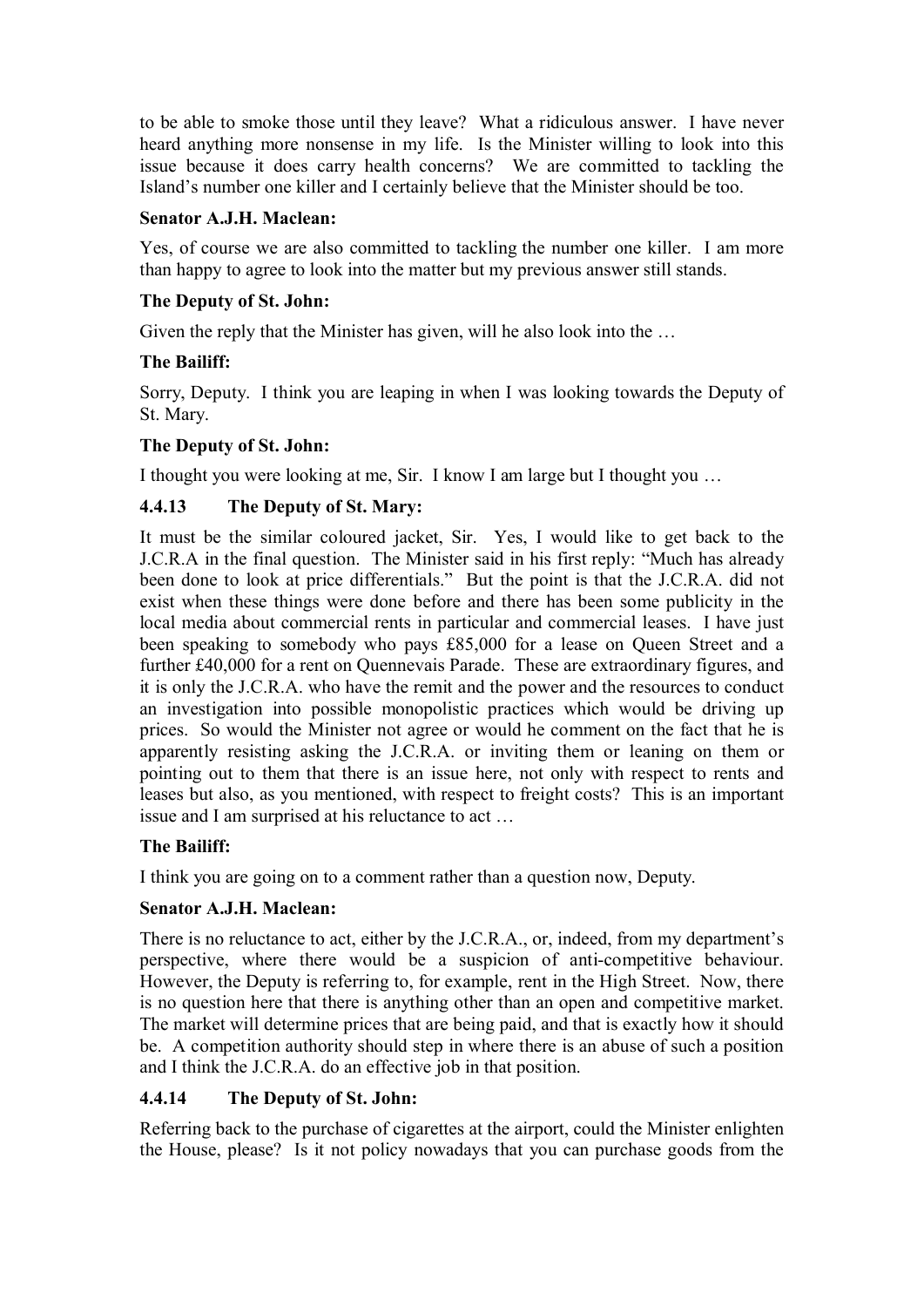to be able to smoke those until they leave? What a ridiculous answer. I have never heard anything more nonsense in my life. Is the Minister willing to look into this issue because it does carry health concerns? We are committed to tackling the Island's number one killer and I certainly believe that the Minister should be too.

**Senator A.J.H. Maclean:**

Yes, of course we are also committed to tackling the number one killer. I am more than happy to agree to look into the matter but my previous answer still stands.

**The Deputy of St. John:**

Given the reply that the Minister has given, will he also look into the …

**The Bailiff:**

Sorry, Deputy. I think you are leaping in when I was looking towards the Deputy of St. Mary.

**The Deputy of St. John:**

I thought you were looking at me, Sir. I know I am large but I thought you …

### 4.4.13 The Deputy of St. Mary:

It must be the similar coloured jacket, Sir. Yes, I would like to get back to the J.C.R.A in the final question. The Minister said in his first reply: "Much has already been done to look at price differentials." But the point is that the J.C.R.A. did not exist when these things were done before and there has been some publicity in the local media about commercial rents in particular and commercial leases. I have just been speaking to somebody who pays £85,000 for a lease on Queen Street and a further £40,000 for a rent on Quennevais Parade. These are extraordinary figures, and it is only the J.C.R.A. who have the remit and the power and the resources to conduct an investigation into possible monopolistic practices which would be driving up prices. So would the Minister not agree or would he comment on the fact that he is apparently resisting asking the J.C.R.A. or inviting them or leaning on them or pointing out to them that there is an issue here, not only with respect to rents and leases but also, as you mentioned, with respect to freight costs? This is an important issue and I am surprised at his reluctance to act …

**The Bailiff:**

I think you are going on to a comment rather than a question now, Deputy.

**Senator A.J.H. Maclean:**

There is no reluctance to act, either by the J.C.R.A., or, indeed, from my department's perspective, where there would be a suspicion of anti-competitive behaviour. However, the Deputy is referring to, for example, rent in the High Street. Now, there is no question here that there is anything other than an open and competitive market. The market will determine prices that are being paid, and that is exactly how it should be. A competition authority should step in where there is an abuse of such a position and I think the J.C.R.A. do an effective job in that position.

### 4.4.14 The Deputy of St. John:

Referring back to the purchase of cigarettes at the airport, could the Minister enlighten the House, please? Is it not policy nowadays that you can purchase goods from the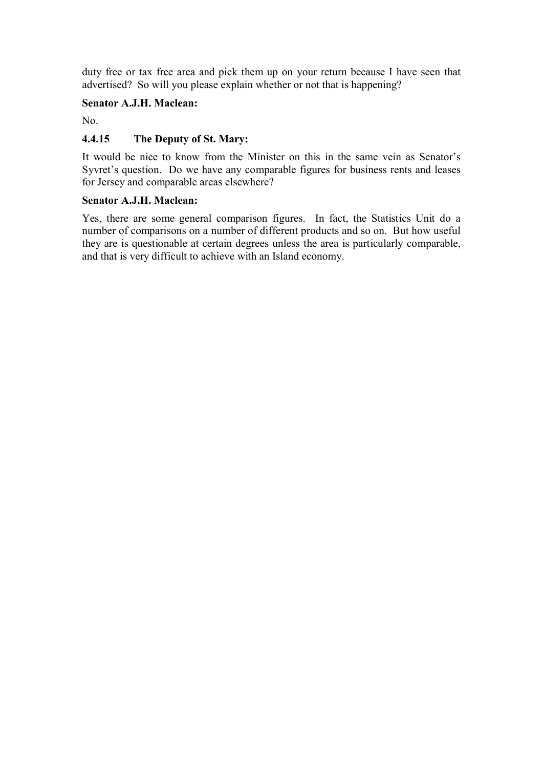duty free or tax free area and pick them up on your return because I have seen that advertised? So will you please explain whether or not that is happening?

**Senator A.J.H. Maclean:**

No.

### 4.4.15 The Deputy of St. Mary:

It would be nice to know from the Minister on this in the same vein as Senator's Syvret's question. Do we have any comparable figures for business rents and leases for Jersey and comparable areas elsewhere?

**Senator A.J.H. Maclean:**

Yes, there are some general comparison figures. In fact, the Statistics Unit do a number of comparisons on a number of different products and so on. But how useful they are is questionable at certain degrees unless the area is particularly comparable, and that is very difficult to achieve with an Island economy.